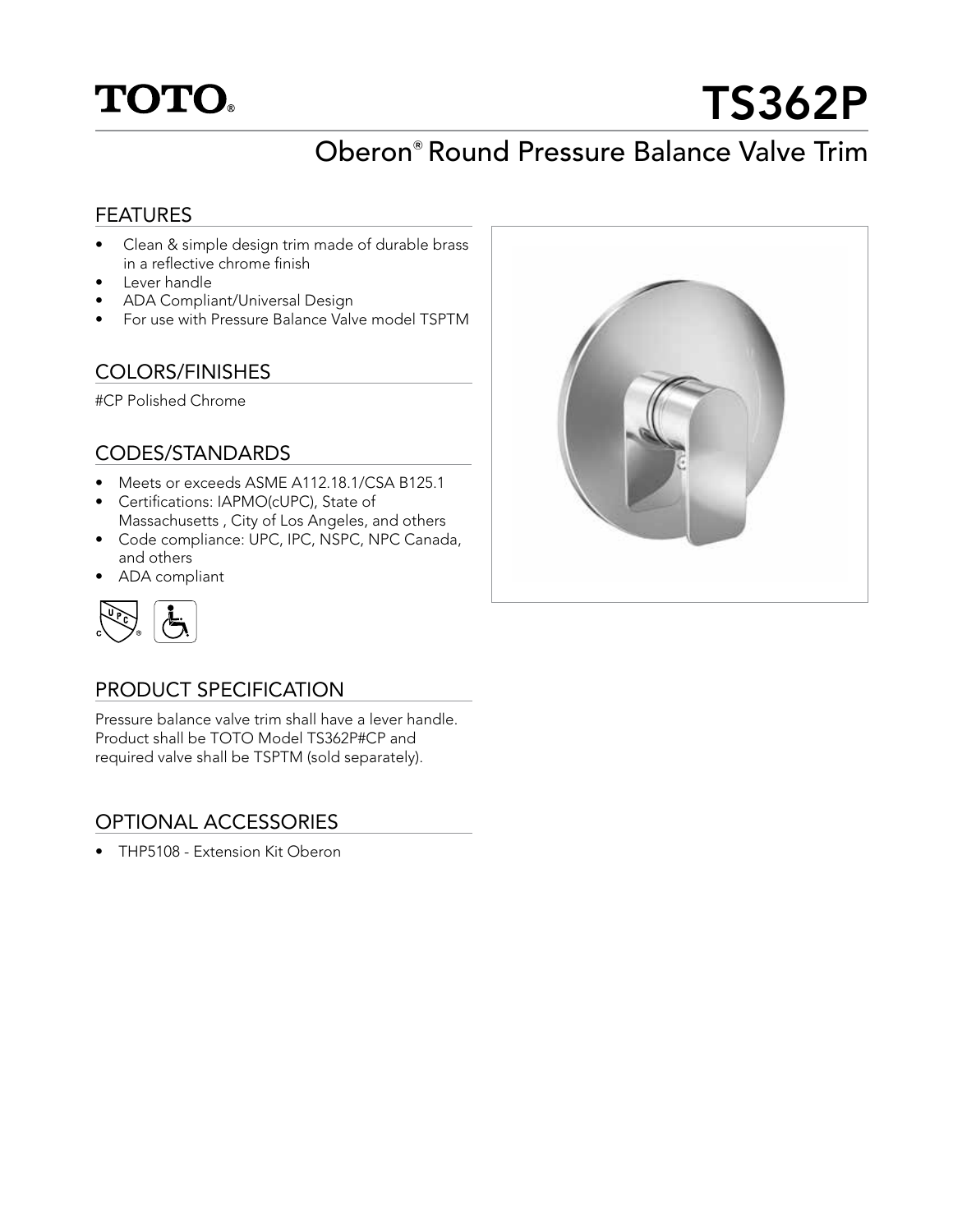# TOTO®

# TS362P

## Oberon® Round Pressure Balance Valve Trim

### FEATURES

- Clean & simple design trim made of durable brass in a reflective chrome finish
- Lever handle
- ADA Compliant/Universal Design
- For use with Pressure Balance Valve model TSPTM

### COLORS/FINISHES

#CP Polished Chrome

### CODES/STANDARDS

- Meets or exceeds ASME A112.18.1/CSA B125.1
- Certifications: IAPMO(cUPC), State of Massachusetts , City of Los Angeles, and others
- Code compliance: UPC, IPC, NSPC, NPC Canada, and others
- ADA compliant

### PRODUCT SPECIFICATION

Pressure balance valve trim shall have a lever handle. Product shall be TOTO Model TS362P#CP and required valve shall be TSPTM (sold separately).

### OPTIONAL ACCESSORIES

- THP5108 - Extension Kit Oberon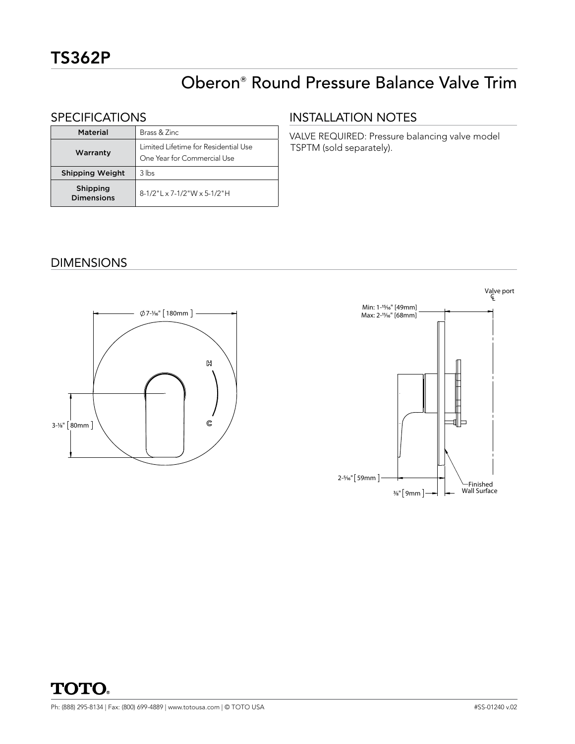# TS362P

## Oberon® Round Pressure Balance Valve Trim

### SPECIFICATIONS

| | |
|---|---|
| Material | Brass & Zinc |
| Warranty | Limited Lifetime for Residential Use<br>One Year for Commercial Use |
| Shipping Weight | 3 lbs |
| Shipping Dimensions | 8-1/2"L x 7-1/2"W x 5-1/2"H |

### INSTALLATION NOTES

VALVE REQUIRED: Pressure balancing valve model TSPTM (sold separately).

### DIMENSIONS

Ø 7-1/16" [180mm]

3-1/8" [80mm]

H

C

Valve port ℄

Min: 1-15/16" [49mm]
Max: 2-11/16" [68mm]

2-5/16" [59mm]

3/8" [9mm]

Finished Wall Surface

Ph: (888) 295-8134 | Fax: (800) 699-4889 | www.totousa.com | © TOTO USA

#SS-01240 v.02